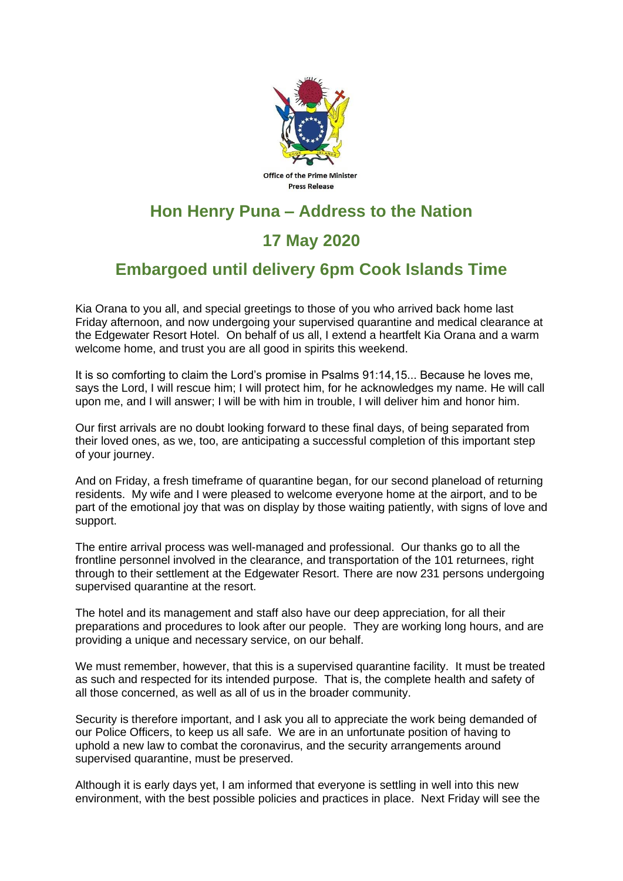Office of the Prime Minister

Press Release

# Hon Henry Puna – Address to the Nation

## 17 May 2020

## Embargoed until delivery 6pm Cook Islands Time

Kia Orana to you all, and special greetings to those of you who arrived back home last Friday afternoon, and now undergoing your supervised quarantine and medical clearance at the Edgewater Resort Hotel. On behalf of us all, I extend a heartfelt Kia Orana and a warm welcome home, and trust you are all good in spirits this weekend.

It is so comforting to claim the Lord's promise in Psalms 91:14,15... Because he loves me, says the Lord, I will rescue him; I will protect him, for he acknowledges my name. He will call upon me, and I will answer; I will be with him in trouble, I will deliver him and honor him.

Our first arrivals are no doubt looking forward to these final days, of being separated from their loved ones, as we, too, are anticipating a successful completion of this important step of your journey.

And on Friday, a fresh timeframe of quarantine began, for our second planeload of returning residents. My wife and I were pleased to welcome everyone home at the airport, and to be part of the emotional joy that was on display by those waiting patiently, with signs of love and support.

The entire arrival process was well-managed and professional. Our thanks go to all the frontline personnel involved in the clearance, and transportation of the 101 returnees, right through to their settlement at the Edgewater Resort. There are now 231 persons undergoing supervised quarantine at the resort.

The hotel and its management and staff also have our deep appreciation, for all their preparations and procedures to look after our people. They are working long hours, and are providing a unique and necessary service, on our behalf.

We must remember, however, that this is a supervised quarantine facility. It must be treated as such and respected for its intended purpose. That is, the complete health and safety of all those concerned, as well as all of us in the broader community.

Security is therefore important, and I ask you all to appreciate the work being demanded of our Police Officers, to keep us all safe. We are in an unfortunate position of having to uphold a new law to combat the coronavirus, and the security arrangements around supervised quarantine, must be preserved.

Although it is early days yet, I am informed that everyone is settling in well into this new environment, with the best possible policies and practices in place. Next Friday will see the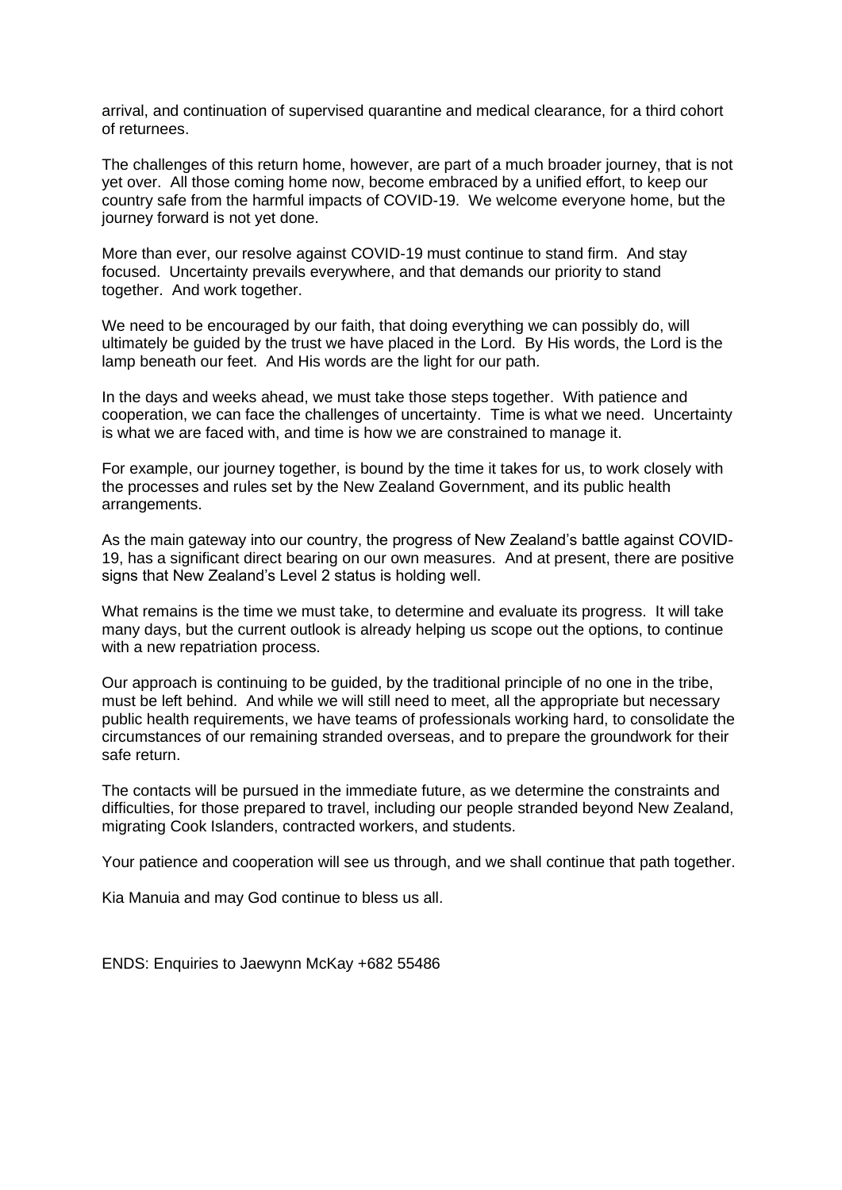arrival, and continuation of supervised quarantine and medical clearance, for a third cohort of returnees.

The challenges of this return home, however, are part of a much broader journey, that is not yet over. All those coming home now, become embraced by a unified effort, to keep our country safe from the harmful impacts of COVID-19. We welcome everyone home, but the journey forward is not yet done.

More than ever, our resolve against COVID-19 must continue to stand firm. And stay focused. Uncertainty prevails everywhere, and that demands our priority to stand together. And work together.

We need to be encouraged by our faith, that doing everything we can possibly do, will ultimately be guided by the trust we have placed in the Lord. By His words, the Lord is the lamp beneath our feet. And His words are the light for our path.

In the days and weeks ahead, we must take those steps together. With patience and cooperation, we can face the challenges of uncertainty. Time is what we need. Uncertainty is what we are faced with, and time is how we are constrained to manage it.

For example, our journey together, is bound by the time it takes for us, to work closely with the processes and rules set by the New Zealand Government, and its public health arrangements.

As the main gateway into our country, the progress of New Zealand's battle against COVID-19, has a significant direct bearing on our own measures. And at present, there are positive signs that New Zealand's Level 2 status is holding well.

What remains is the time we must take, to determine and evaluate its progress. It will take many days, but the current outlook is already helping us scope out the options, to continue with a new repatriation process.

Our approach is continuing to be guided, by the traditional principle of no one in the tribe, must be left behind. And while we will still need to meet, all the appropriate but necessary public health requirements, we have teams of professionals working hard, to consolidate the circumstances of our remaining stranded overseas, and to prepare the groundwork for their safe return.

The contacts will be pursued in the immediate future, as we determine the constraints and difficulties, for those prepared to travel, including our people stranded beyond New Zealand, migrating Cook Islanders, contracted workers, and students.

Your patience and cooperation will see us through, and we shall continue that path together.

Kia Manuia and may God continue to bless us all.

ENDS: Enquiries to Jaewynn McKay +682 55486